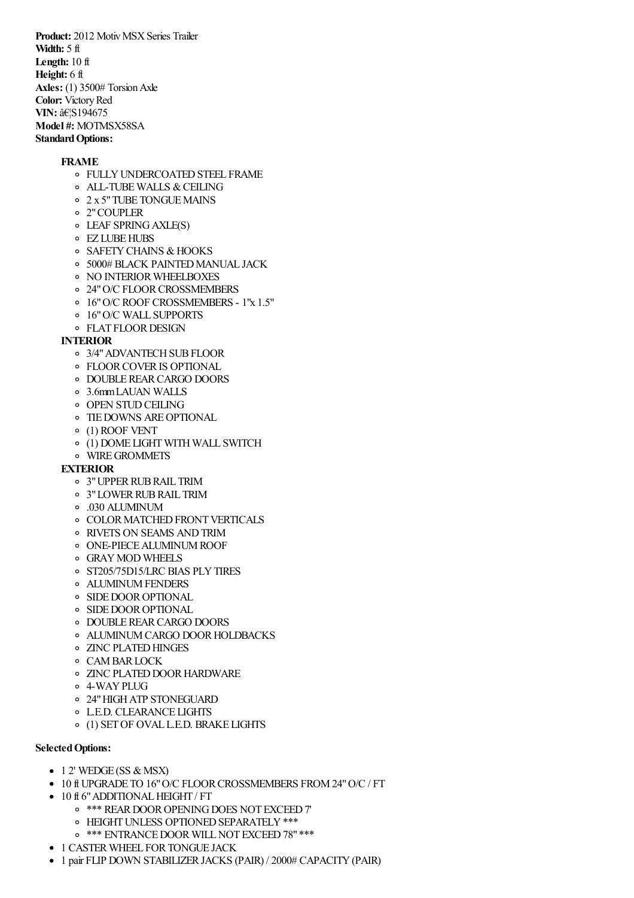**Product:** 2012 Motiv MSX Series Trailer
**Width:** 5 ft
**Length:** 10 ft
**Height:** 6 ft
**Axles:** (1) 3500# Torsion Axle
**Color:** Victory Red
**VIN:** â€¦S194675
**Model #:** MOTMSX58SA
**Standard Options:**

- **FRAME**
  - FULLY UNDERCOATED STEEL FRAME
  - ALL-TUBE WALLS & CEILING
  - 2 x 5" TUBE TONGUE MAINS
  - 2" COUPLER
  - LEAF SPRING AXLE(S)
  - EZ LUBE HUBS
  - SAFETY CHAINS & HOOKS
  - 5000# BLACK PAINTED MANUAL JACK
  - NO INTERIOR WHEELBOXES
  - 24" O/C FLOOR CROSSMEMBERS
  - 16" O/C ROOF CROSSMEMBERS - 1"x 1.5"
  - 16" O/C WALL SUPPORTS
  - FLAT FLOOR DESIGN
- **INTERIOR**
  - 3/4" ADVANTECH SUB FLOOR
  - FLOOR COVER IS OPTIONAL
  - DOUBLE REAR CARGO DOORS
  - 3.6mm LAUAN WALLS
  - OPEN STUD CEILING
  - TIE DOWNS ARE OPTIONAL
  - (1) ROOF VENT
  - (1) DOME LIGHT WITH WALL SWITCH
  - WIRE GROMMETS
- **EXTERIOR**
  - 3" UPPER RUB RAIL TRIM
  - 3" LOWER RUB RAIL TRIM
  - .030 ALUMINUM
  - COLOR MATCHED FRONT VERTICALS
  - RIVETS ON SEAMS AND TRIM
  - ONE-PIECE ALUMINUM ROOF
  - GRAY MOD WHEELS
  - ST205/75D15/LRC BIAS PLY TIRES
  - ALUMINUM FENDERS
  - SIDE DOOR OPTIONAL
  - SIDE DOOR OPTIONAL
  - DOUBLE REAR CARGO DOORS
  - ALUMINUM CARGO DOOR HOLDBACKS
  - ZINC PLATED HINGES
  - CAM BAR LOCK
  - ZINC PLATED DOOR HARDWARE
  - 4-WAY PLUG
  - 24" HIGH ATP STONEGUARD
  - L.E.D. CLEARANCE LIGHTS
  - (1) SET OF OVAL L.E.D. BRAKE LIGHTS

**Selected Options:**

- 1 2' WEDGE (SS & MSX)
- 10 ft UPGRADE TO 16" O/C FLOOR CROSSMEMBERS FROM 24" O/C / FT
- 10 ft 6" ADDITIONAL HEIGHT / FT
  - *** REAR DOOR OPENING DOES NOT EXCEED 7'
  - HEIGHT UNLESS OPTIONED SEPARATELY ***
  - *** ENTRANCE DOOR WILL NOT EXCEED 78" ***
- 1 CASTER WHEEL FOR TONGUE JACK
- 1 pair FLIP DOWN STABILIZER JACKS (PAIR) / 2000# CAPACITY (PAIR)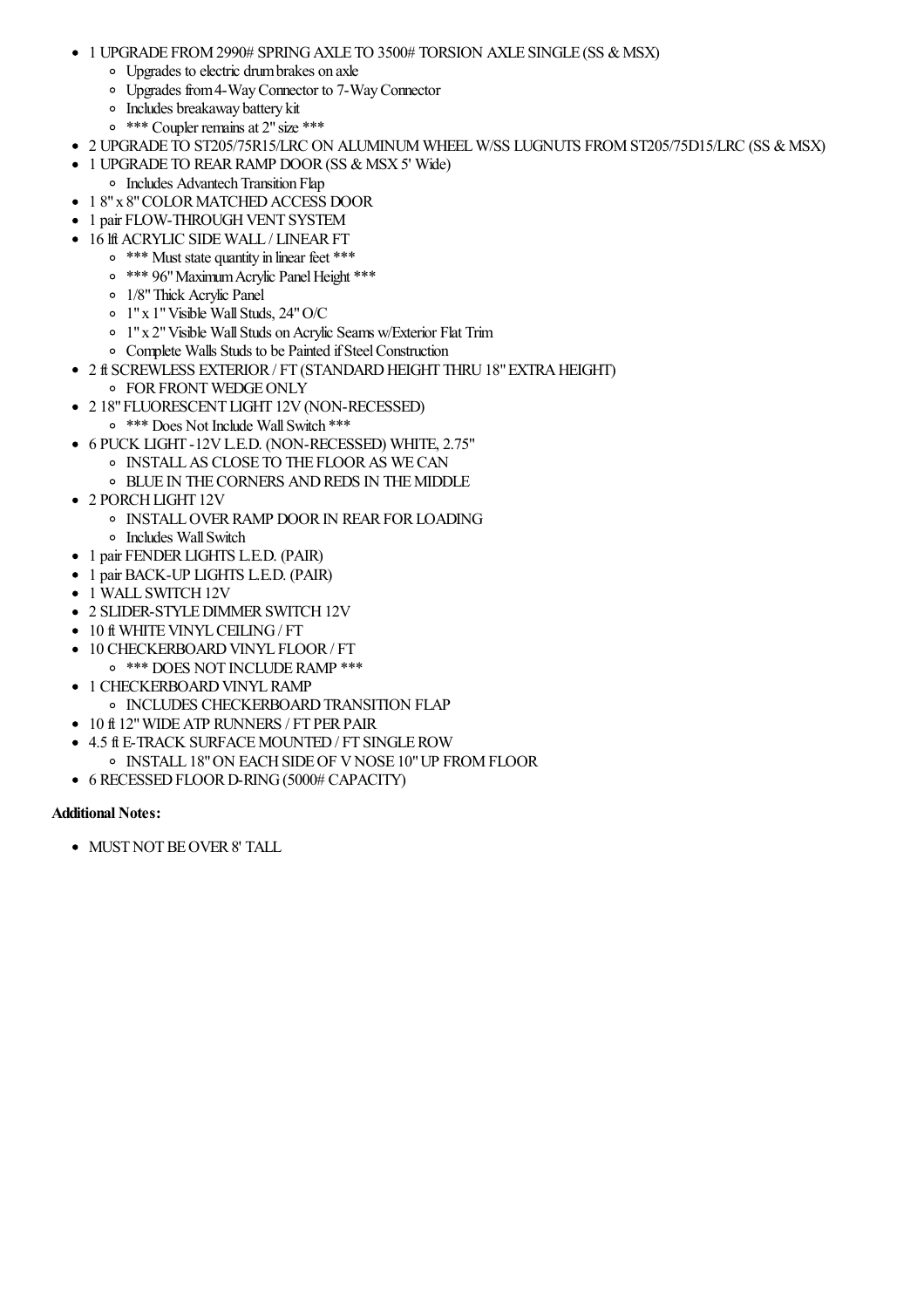- 1 UPGRADE FROM 2990# SPRING AXLE TO 3500# TORSION AXLE SINGLE (SS & MSX)
  - Upgrades to electric drum brakes on axle
  - Upgrades from 4-Way Connector to 7-Way Connector
  - Includes breakaway battery kit
  - *** Coupler remains at 2" size ***
- 2 UPGRADE TO ST205/75R15/LRC ON ALUMINUM WHEEL W/SS LUGNUTS FROM ST205/75D15/LRC (SS & MSX)
- 1 UPGRADE TO REAR RAMP DOOR (SS & MSX 5' Wide)
  - Includes Advantech Transition Flap
- 1 8" x 8" COLOR MATCHED ACCESS DOOR
- 1 pair FLOW-THROUGH VENT SYSTEM
- 16 lft ACRYLIC SIDE WALL / LINEAR FT
  - *** Must state quantity in linear feet ***
  - *** 96" Maximum Acrylic Panel Height ***
  - 1/8" Thick Acrylic Panel
  - 1" x 1" Visible Wall Studs, 24" O/C
  - 1" x 2" Visible Wall Studs on Acrylic Seams w/Exterior Flat Trim
  - Complete Walls Studs to be Painted if Steel Construction
- 2 ft SCREWLESS EXTERIOR / FT (STANDARD HEIGHT THRU 18" EXTRA HEIGHT)
  - FOR FRONT WEDGE ONLY
- 2 18" FLUORESCENT LIGHT 12V (NON-RECESSED)
  - *** Does Not Include Wall Switch ***
- 6 PUCK LIGHT - 12V L.E.D. (NON-RECESSED) WHITE, 2.75"
  - INSTALL AS CLOSE TO THE FLOOR AS WE CAN
  - BLUE IN THE CORNERS AND REDS IN THE MIDDLE
- 2 PORCH LIGHT 12V
  - INSTALL OVER RAMP DOOR IN REAR FOR LOADING
  - Includes Wall Switch
- 1 pair FENDER LIGHTS L.E.D. (PAIR)
- 1 pair BACK-UP LIGHTS L.E.D. (PAIR)
- 1 WALL SWITCH 12V
- 2 SLIDER-STYLE DIMMER SWITCH 12V
- 10 ft WHITE VINYL CEILING / FT
- 10 CHECKERBOARD VINYL FLOOR / FT
  - *** DOES NOT INCLUDE RAMP ***
- 1 CHECKERBOARD VINYL RAMP
  - INCLUDES CHECKERBOARD TRANSITION FLAP
- 10 ft 12" WIDE ATP RUNNERS / FT PER PAIR
- 4.5 ft E-TRACK SURFACE MOUNTED / FT SINGLE ROW
  - INSTALL 18" ON EACH SIDE OF V NOSE 10" UP FROM FLOOR
- 6 RECESSED FLOOR D-RING (5000# CAPACITY)

**Additional Notes:**

- MUST NOT BE OVER 8' TALL